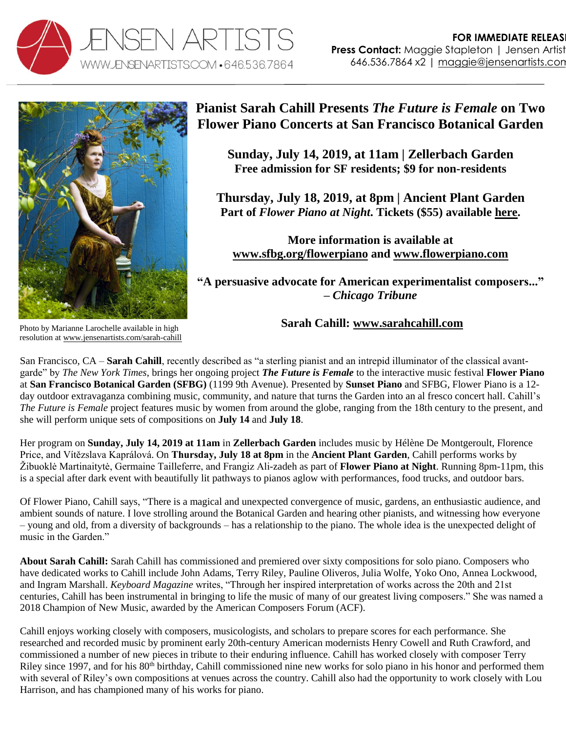JENSEN ARTISTS
WWW.JENSENARTISTS.COM • 646.536.7864

**FOR IMMEDIATE RELEASE**
**Press Contact:** Maggie Stapleton | Jensen Artists
646.536.7864 x2 | maggie@jensenartists.com

Photo by Marianne Larochelle available in high resolution at www.jensenartists.com/sarah-cahill

# Pianist Sarah Cahill Presents *The Future is Female* on Two Flower Piano Concerts at San Francisco Botanical Garden

**Sunday, July 14, 2019, at 11am | Zellerbach Garden**
**Free admission for SF residents; $9 for non-residents**

**Thursday, July 18, 2019, at 8pm | Ancient Plant Garden**
**Part of *Flower Piano at Night*. Tickets ($55) available here.**

**More information is available at www.sfbg.org/flowerpiano and www.flowerpiano.com**

**"A persuasive advocate for American experimentalist composers..."**
**– *Chicago Tribune***

**Sarah Cahill: www.sarahcahill.com**

San Francisco, CA – **Sarah Cahill**, recently described as "a sterling pianist and an intrepid illuminator of the classical avant-garde" by *The New York Times*, brings her ongoing project ***The Future is Female*** to the interactive music festival **Flower Piano** at **San Francisco Botanical Garden (SFBG)** (1199 9th Avenue). Presented by **Sunset Piano** and SFBG, Flower Piano is a 12-day outdoor extravaganza combining music, community, and nature that turns the Garden into an al fresco concert hall. Cahill's *The Future is Female* project features music by women from around the globe, ranging from the 18th century to the present, and she will perform unique sets of compositions on **July 14** and **July 18**.

Her program on **Sunday, July 14, 2019 at 11am** in **Zellerbach Garden** includes music by Hélène De Montgeroult, Florence Price, and Vítězslava Kaprálová. On **Thursday, July 18 at 8pm** in the **Ancient Plant Garden**, Cahill performs works by Žibuoklė Martinaitytė, Germaine Tailleferre, and Frangiz Ali-zadeh as part of **Flower Piano at Night**. Running 8pm-11pm, this is a special after dark event with beautifully lit pathways to pianos aglow with performances, food trucks, and outdoor bars.

Of Flower Piano, Cahill says, "There is a magical and unexpected convergence of music, gardens, an enthusiastic audience, and ambient sounds of nature. I love strolling around the Botanical Garden and hearing other pianists, and witnessing how everyone – young and old, from a diversity of backgrounds – has a relationship to the piano. The whole idea is the unexpected delight of music in the Garden."

**About Sarah Cahill:** Sarah Cahill has commissioned and premiered over sixty compositions for solo piano. Composers who have dedicated works to Cahill include John Adams, Terry Riley, Pauline Oliveros, Julia Wolfe, Yoko Ono, Annea Lockwood, and Ingram Marshall. *Keyboard Magazine* writes, "Through her inspired interpretation of works across the 20th and 21st centuries, Cahill has been instrumental in bringing to life the music of many of our greatest living composers." She was named a 2018 Champion of New Music, awarded by the American Composers Forum (ACF).

Cahill enjoys working closely with composers, musicologists, and scholars to prepare scores for each performance. She researched and recorded music by prominent early 20th-century American modernists Henry Cowell and Ruth Crawford, and commissioned a number of new pieces in tribute to their enduring influence. Cahill has worked closely with composer Terry Riley since 1997, and for his 80th birthday, Cahill commissioned nine new works for solo piano in his honor and performed them with several of Riley's own compositions at venues across the country. Cahill also had the opportunity to work closely with Lou Harrison, and has championed many of his works for piano.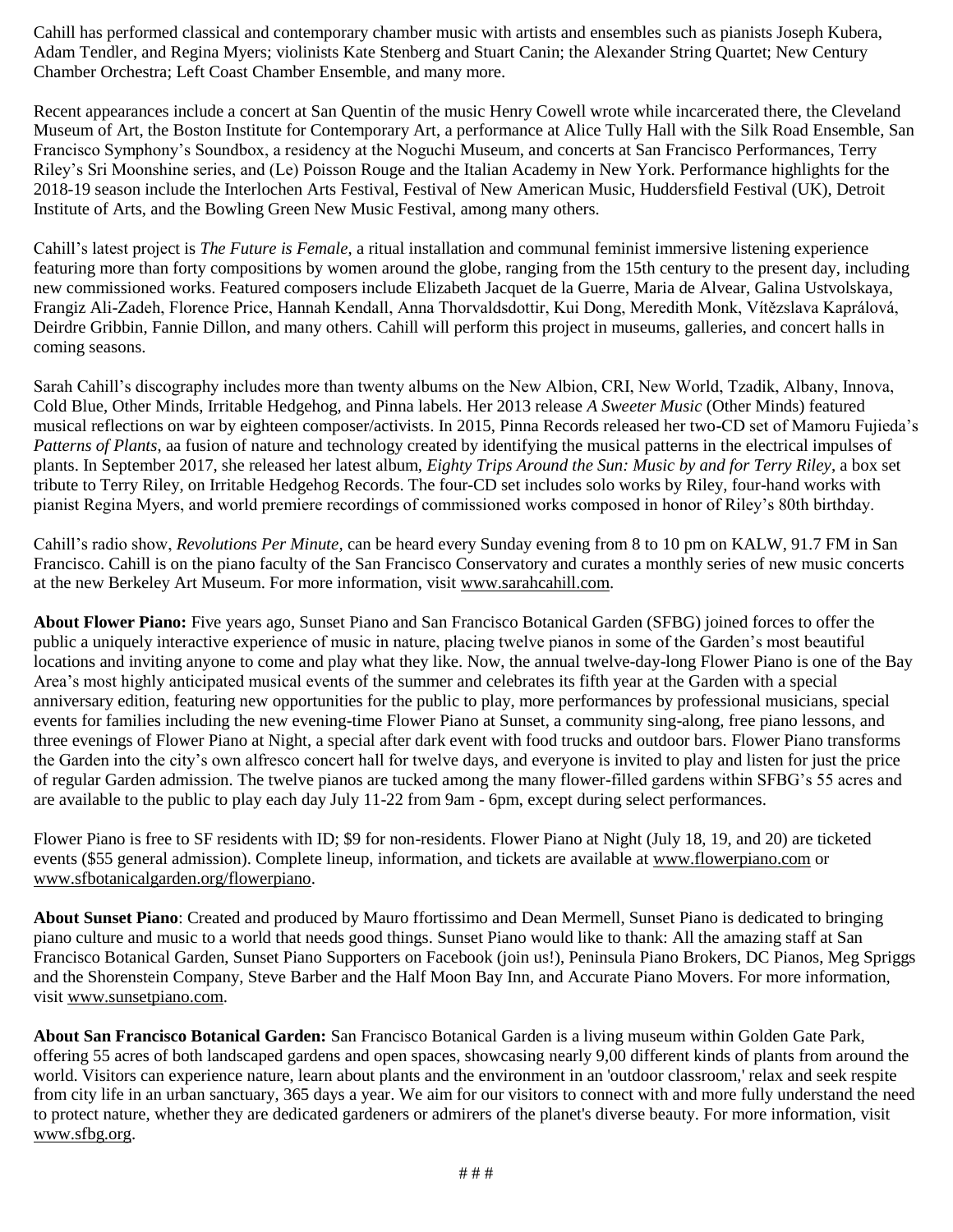Cahill has performed classical and contemporary chamber music with artists and ensembles such as pianists Joseph Kubera, Adam Tendler, and Regina Myers; violinists Kate Stenberg and Stuart Canin; the Alexander String Quartet; New Century Chamber Orchestra; Left Coast Chamber Ensemble, and many more.

Recent appearances include a concert at San Quentin of the music Henry Cowell wrote while incarcerated there, the Cleveland Museum of Art, the Boston Institute for Contemporary Art, a performance at Alice Tully Hall with the Silk Road Ensemble, San Francisco Symphony's Soundbox, a residency at the Noguchi Museum, and concerts at San Francisco Performances, Terry Riley's Sri Moonshine series, and (Le) Poisson Rouge and the Italian Academy in New York. Performance highlights for the 2018-19 season include the Interlochen Arts Festival, Festival of New American Music, Huddersfield Festival (UK), Detroit Institute of Arts, and the Bowling Green New Music Festival, among many others.

Cahill's latest project is *The Future is Female*, a ritual installation and communal feminist immersive listening experience featuring more than forty compositions by women around the globe, ranging from the 15th century to the present day, including new commissioned works. Featured composers include Elizabeth Jacquet de la Guerre, Maria de Alvear, Galina Ustvolskaya, Frangiz Ali-Zadeh, Florence Price, Hannah Kendall, Anna Thorvaldsdottir, Kui Dong, Meredith Monk, Vítězslava Kaprálová, Deirdre Gribbin, Fannie Dillon, and many others. Cahill will perform this project in museums, galleries, and concert halls in coming seasons.

Sarah Cahill's discography includes more than twenty albums on the New Albion, CRI, New World, Tzadik, Albany, Innova, Cold Blue, Other Minds, Irritable Hedgehog, and Pinna labels. Her 2013 release *A Sweeter Music* (Other Minds) featured musical reflections on war by eighteen composer/activists. In 2015, Pinna Records released her two-CD set of Mamoru Fujieda's *Patterns of Plants*, aa fusion of nature and technology created by identifying the musical patterns in the electrical impulses of plants. In September 2017, she released her latest album, *Eighty Trips Around the Sun: Music by and for Terry Riley*, a box set tribute to Terry Riley, on Irritable Hedgehog Records. The four-CD set includes solo works by Riley, four-hand works with pianist Regina Myers, and world premiere recordings of commissioned works composed in honor of Riley's 80th birthday.

Cahill's radio show, *Revolutions Per Minute*, can be heard every Sunday evening from 8 to 10 pm on KALW, 91.7 FM in San Francisco. Cahill is on the piano faculty of the San Francisco Conservatory and curates a monthly series of new music concerts at the new Berkeley Art Museum. For more information, visit www.sarahcahill.com.

**About Flower Piano:** Five years ago, Sunset Piano and San Francisco Botanical Garden (SFBG) joined forces to offer the public a uniquely interactive experience of music in nature, placing twelve pianos in some of the Garden's most beautiful locations and inviting anyone to come and play what they like. Now, the annual twelve-day-long Flower Piano is one of the Bay Area's most highly anticipated musical events of the summer and celebrates its fifth year at the Garden with a special anniversary edition, featuring new opportunities for the public to play, more performances by professional musicians, special events for families including the new evening-time Flower Piano at Sunset, a community sing-along, free piano lessons, and three evenings of Flower Piano at Night, a special after dark event with food trucks and outdoor bars. Flower Piano transforms the Garden into the city's own alfresco concert hall for twelve days, and everyone is invited to play and listen for just the price of regular Garden admission. The twelve pianos are tucked among the many flower-filled gardens within SFBG's 55 acres and are available to the public to play each day July 11-22 from 9am - 6pm, except during select performances.

Flower Piano is free to SF residents with ID; $9 for non-residents. Flower Piano at Night (July 18, 19, and 20) are ticketed events ($55 general admission). Complete lineup, information, and tickets are available at www.flowerpiano.com or www.sfbotanicalgarden.org/flowerpiano.

**About Sunset Piano**: Created and produced by Mauro ffortissimo and Dean Mermell, Sunset Piano is dedicated to bringing piano culture and music to a world that needs good things. Sunset Piano would like to thank: All the amazing staff at San Francisco Botanical Garden, Sunset Piano Supporters on Facebook (join us!), Peninsula Piano Brokers, DC Pianos, Meg Spriggs and the Shorenstein Company, Steve Barber and the Half Moon Bay Inn, and Accurate Piano Movers. For more information, visit www.sunsetpiano.com.

**About San Francisco Botanical Garden:** San Francisco Botanical Garden is a living museum within Golden Gate Park, offering 55 acres of both landscaped gardens and open spaces, showcasing nearly 9,00 different kinds of plants from around the world. Visitors can experience nature, learn about plants and the environment in an 'outdoor classroom,' relax and seek respite from city life in an urban sanctuary, 365 days a year. We aim for our visitors to connect with and more fully understand the need to protect nature, whether they are dedicated gardeners or admirers of the planet's diverse beauty. For more information, visit www.sfbg.org.

# # #